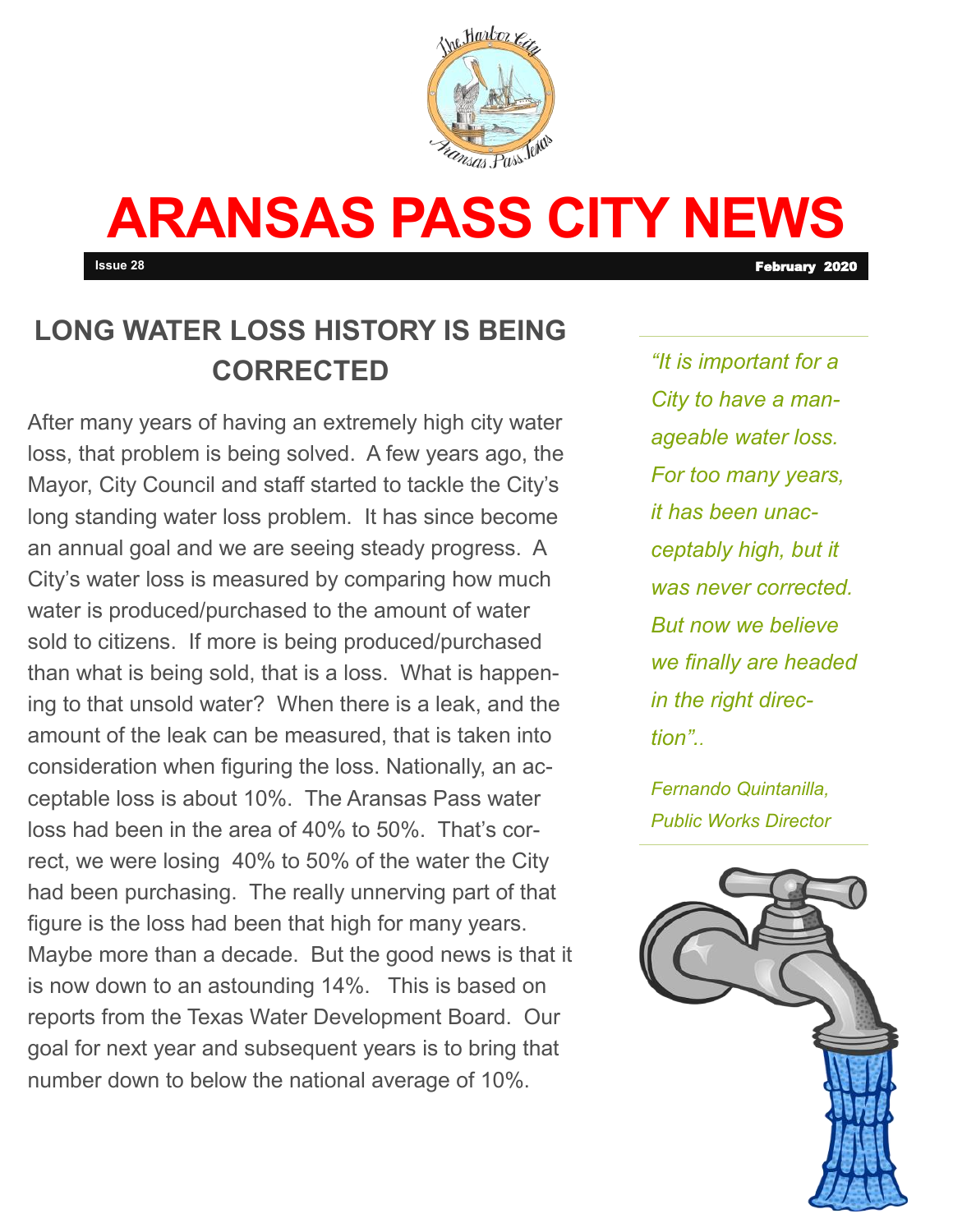# ARANSAS PASS CITY NEWS

**Issue 28** **February 2020**

## LONG WATER LOSS HISTORY IS BEING CORRECTED

After many years of having an extremely high city water loss, that problem is being solved. A few years ago, the Mayor, City Council and staff started to tackle the City's long standing water loss problem. It has since become an annual goal and we are seeing steady progress. A City's water loss is measured by comparing how much water is produced/purchased to the amount of water sold to citizens. If more is being produced/purchased than what is being sold, that is a loss. What is happening to that unsold water? When there is a leak, and the amount of the leak can be measured, that is taken into consideration when figuring the loss. Nationally, an acceptable loss is about 10%. The Aransas Pass water loss had been in the area of 40% to 50%. That's correct, we were losing 40% to 50% of the water the City had been purchasing. The really unnerving part of that figure is the loss had been that high for many years. Maybe more than a decade. But the good news is that it is now down to an astounding 14%. This is based on reports from the Texas Water Development Board. Our goal for next year and subsequent years is to bring that number down to below the national average of 10%.

*"It is important for a City to have a manageable water loss. For too many years, it has been unacceptably high, but it was never corrected. But now we believe we finally are headed in the right direction"..*

*Fernando Quintanilla, Public Works Director*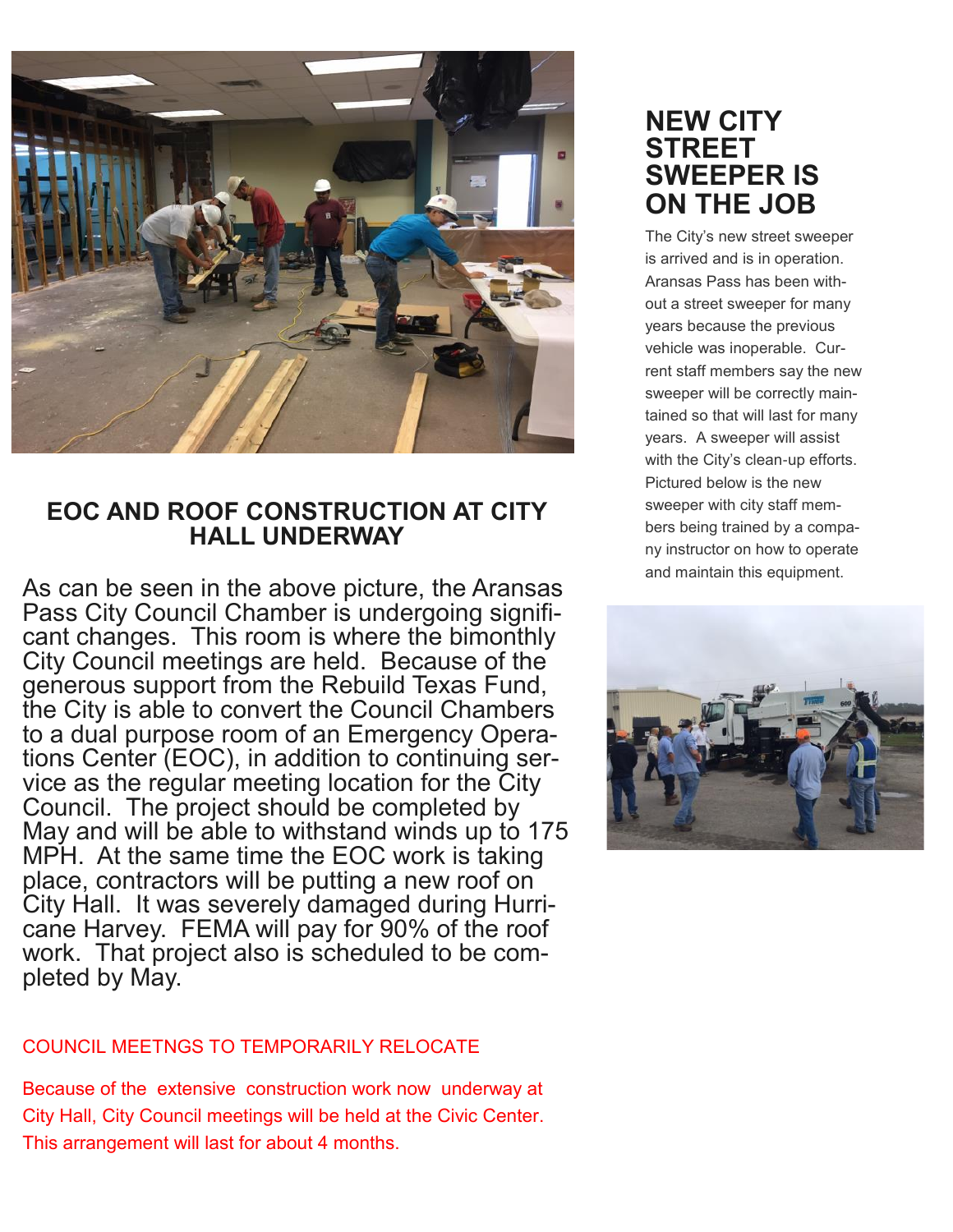## EOC AND ROOF CONSTRUCTION AT CITY HALL UNDERWAY

As can be seen in the above picture, the Aransas Pass City Council Chamber is undergoing significant changes. This room is where the bimonthly City Council meetings are held. Because of the generous support from the Rebuild Texas Fund, the City is able to convert the Council Chambers to a dual purpose room of an Emergency Operations Center (EOC), in addition to continuing service as the regular meeting location for the City Council. The project should be completed by May and will be able to withstand winds up to 175 MPH. At the same time the EOC work is taking place, contractors will be putting a new roof on City Hall. It was severely damaged during Hurricane Harvey. FEMA will pay for 90% of the roof work. That project also is scheduled to be completed by May.

COUNCIL MEETNGS TO TEMPORARILY RELOCATE

Because of the extensive construction work now underway at City Hall, City Council meetings will be held at the Civic Center. This arrangement will last for about 4 months.

## NEW CITY STREET SWEEPER IS ON THE JOB

The City's new street sweeper is arrived and is in operation. Aransas Pass has been without a street sweeper for many years because the previous vehicle was inoperable. Current staff members say the new sweeper will be correctly maintained so that will last for many years. A sweeper will assist with the City's clean-up efforts. Pictured below is the new sweeper with city staff members being trained by a company instructor on how to operate and maintain this equipment.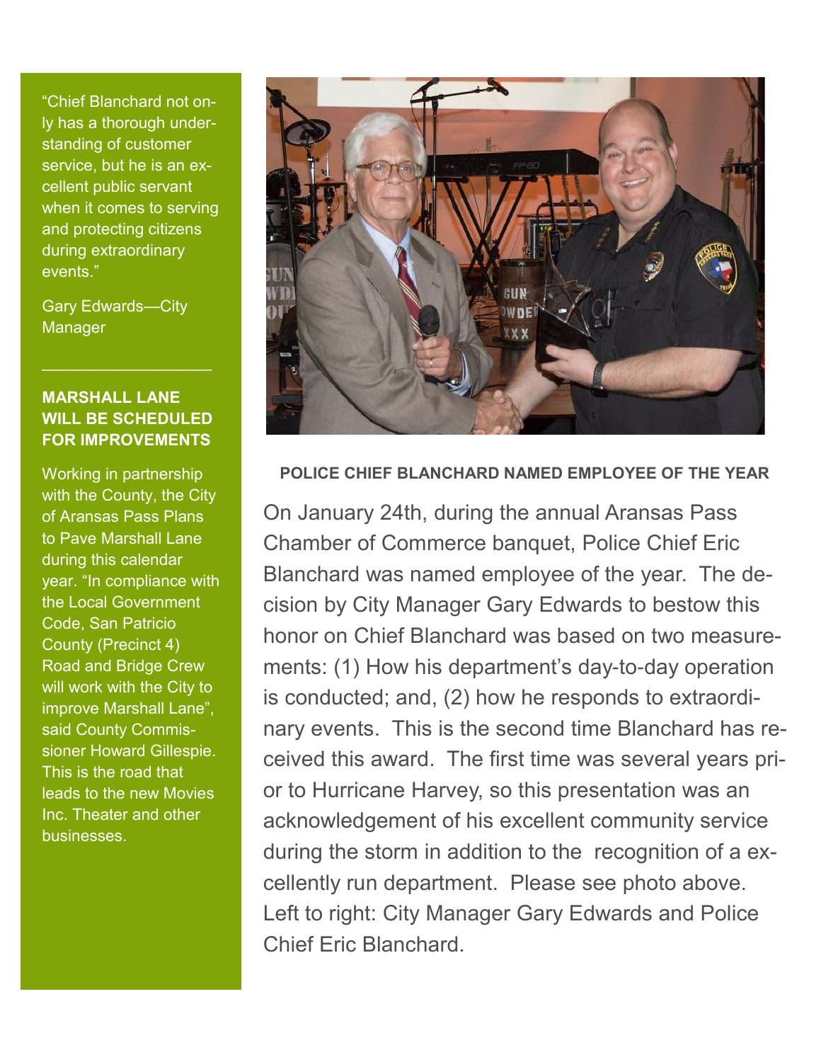"Chief Blanchard not only has a thorough understanding of customer service, but he is an excellent public servant when it comes to serving and protecting citizens during extraordinary events."

Gary Edwards—City Manager

---

### MARSHALL LANE WILL BE SCHEDULED FOR IMPROVEMENTS

Working in partnership with the County, the City of Aransas Pass Plans to Pave Marshall Lane during this calendar year. "In compliance with the Local Government Code, San Patricio County (Precinct 4) Road and Bridge Crew will work with the City to improve Marshall Lane", said County Commissioner Howard Gillespie. This is the road that leads to the new Movies Inc. Theater and other businesses.

### POLICE CHIEF BLANCHARD NAMED EMPLOYEE OF THE YEAR

On January 24th, during the annual Aransas Pass Chamber of Commerce banquet, Police Chief Eric Blanchard was named employee of the year. The decision by City Manager Gary Edwards to bestow this honor on Chief Blanchard was based on two measurements: (1) How his department's day-to-day operation is conducted; and, (2) how he responds to extraordinary events. This is the second time Blanchard has received this award. The first time was several years prior to Hurricane Harvey, so this presentation was an acknowledgement of his excellent community service during the storm in addition to the recognition of a excellently run department. Please see photo above. Left to right: City Manager Gary Edwards and Police Chief Eric Blanchard.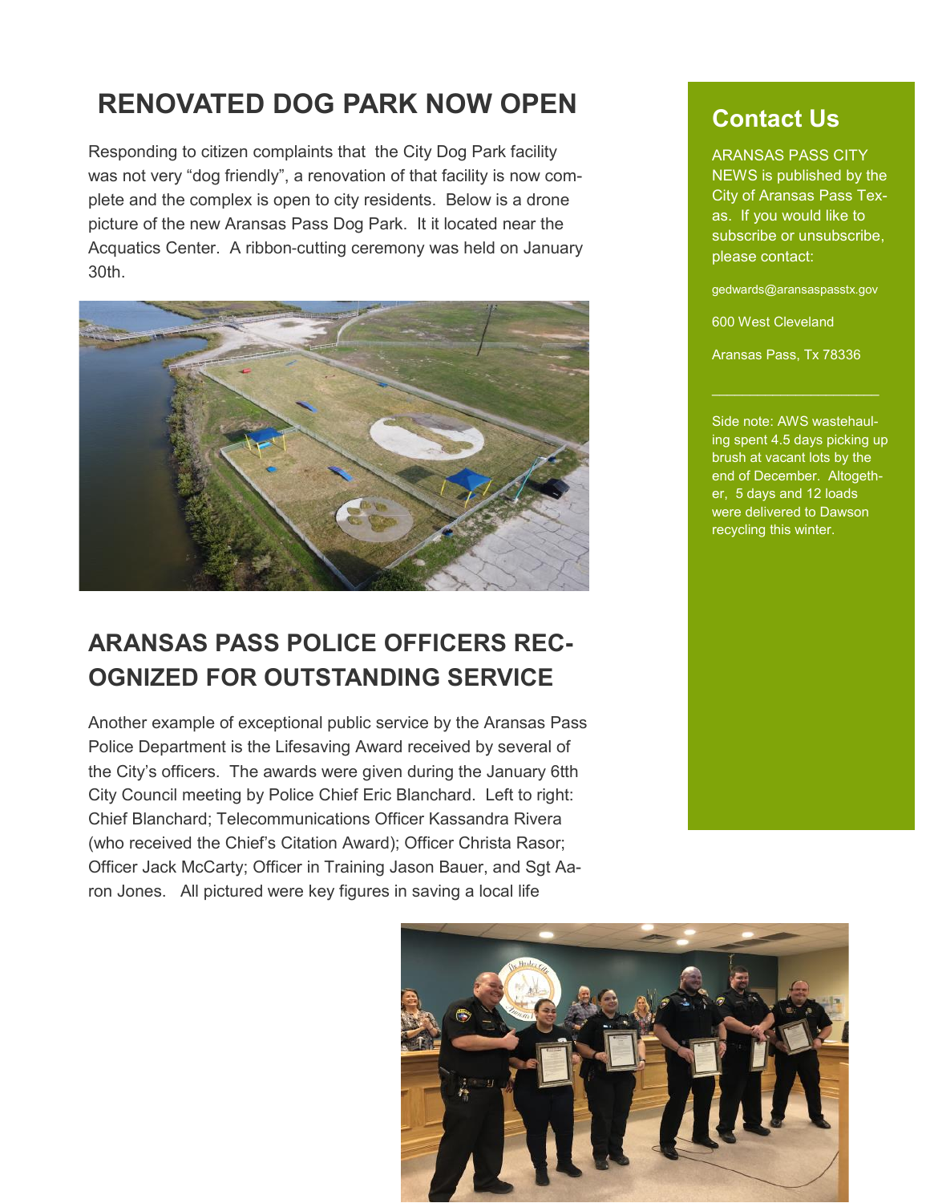## RENOVATED DOG PARK NOW OPEN

Responding to citizen complaints that the City Dog Park facility was not very "dog friendly", a renovation of that facility is now complete and the complex is open to city residents. Below is a drone picture of the new Aransas Pass Dog Park. It it located near the Acquatics Center. A ribbon-cutting ceremony was held on January 30th.

## ARANSAS PASS POLICE OFFICERS RECOGNIZED FOR OUTSTANDING SERVICE

Another example of exceptional public service by the Aransas Pass Police Department is the Lifesaving Award received by several of the City's officers. The awards were given during the January 6tth City Council meeting by Police Chief Eric Blanchard. Left to right: Chief Blanchard; Telecommunications Officer Kassandra Rivera (who received the Chief's Citation Award); Officer Christa Rasor; Officer Jack McCarty; Officer in Training Jason Bauer, and Sgt Aaron Jones. All pictured were key figures in saving a local life

## Contact Us

ARANSAS PASS CITY NEWS is published by the City of Aransas Pass Texas. If you would like to subscribe or unsubscribe, please contact:

gedwards@aransaspasstx.gov

600 West Cleveland

Aransas Pass, Tx 78336

---

Side note: AWS wastehauling spent 4.5 days picking up brush at vacant lots by the end of December. Altogether, 5 days and 12 loads were delivered to Dawson recycling this winter.